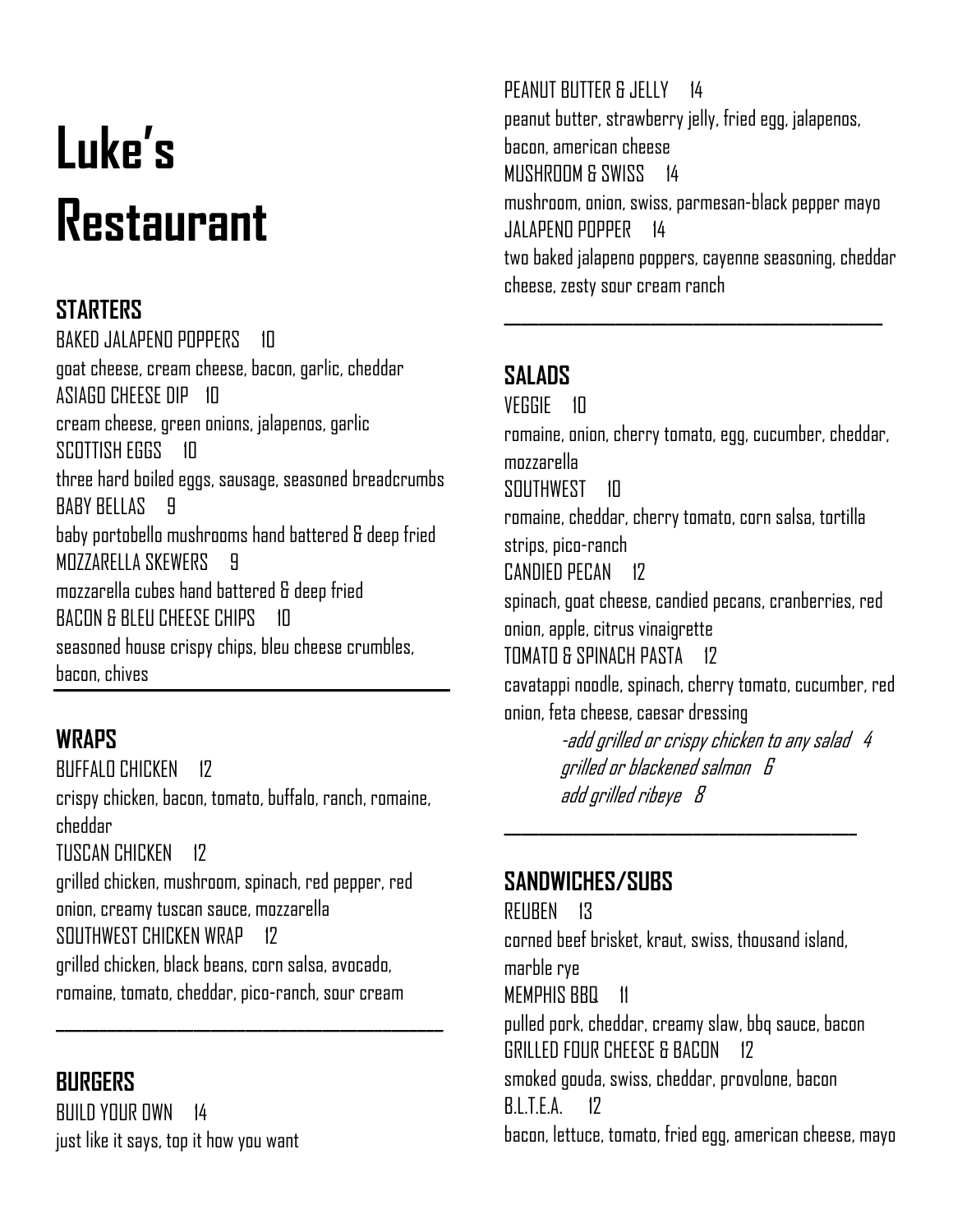# Luke's Restaurant

## STARTERS

BAKED JALAPENO POPPERS 10
goat cheese, cream cheese, bacon, garlic, cheddar

ASIAGO CHEESE DIP 10
cream cheese, green onions, jalapenos, garlic

SCOTTISH EGGS 10
three hard boiled eggs, sausage, seasoned breadcrumbs

BABY BELLAS 9
baby portobello mushrooms hand battered & deep fried

MOZZARELLA SKEWERS 9
mozzarella cubes hand battered & deep fried

BACON & BLEU CHEESE CHIPS 10
seasoned house crispy chips, bleu cheese crumbles, bacon, chives

---

## WRAPS

BUFFALO CHICKEN 12
crispy chicken, bacon, tomato, buffalo, ranch, romaine, cheddar

TUSCAN CHICKEN 12
grilled chicken, mushroom, spinach, red pepper, red onion, creamy tuscan sauce, mozzarella

SOUTHWEST CHICKEN WRAP 12
grilled chicken, black beans, corn salsa, avocado, romaine, tomato, cheddar, pico-ranch, sour cream

---

## BURGERS

BUILD YOUR OWN 14
just like it says, top it how you want

PEANUT BUTTER & JELLY 14
peanut butter, strawberry jelly, fried egg, jalapenos, bacon, american cheese

MUSHROOM & SWISS 14
mushroom, onion, swiss, parmesan-black pepper mayo

JALAPENO POPPER 14
two baked jalapeno poppers, cayenne seasoning, cheddar cheese, zesty sour cream ranch

---

## SALADS

VEGGIE 10
romaine, onion, cherry tomato, egg, cucumber, cheddar, mozzarella

SOUTHWEST 10
romaine, cheddar, cherry tomato, corn salsa, tortilla strips, pico-ranch

CANDIED PECAN 12
spinach, goat cheese, candied pecans, cranberries, red onion, apple, citrus vinaigrette

TOMATO & SPINACH PASTA 12
cavatappi noodle, spinach, cherry tomato, cucumber, red onion, feta cheese, caesar dressing

*-add grilled or crispy chicken to any salad 4*
*grilled or blackened salmon 6*
*add grilled ribeye 8*

---

## SANDWICHES/SUBS

REUBEN 13
corned beef brisket, kraut, swiss, thousand island, marble rye

MEMPHIS BBQ 11
pulled pork, cheddar, creamy slaw, bbq sauce, bacon

GRILLED FOUR CHEESE & BACON 12
smoked gouda, swiss, cheddar, provolone, bacon

B.L.T.E.A. 12
bacon, lettuce, tomato, fried egg, american cheese, mayo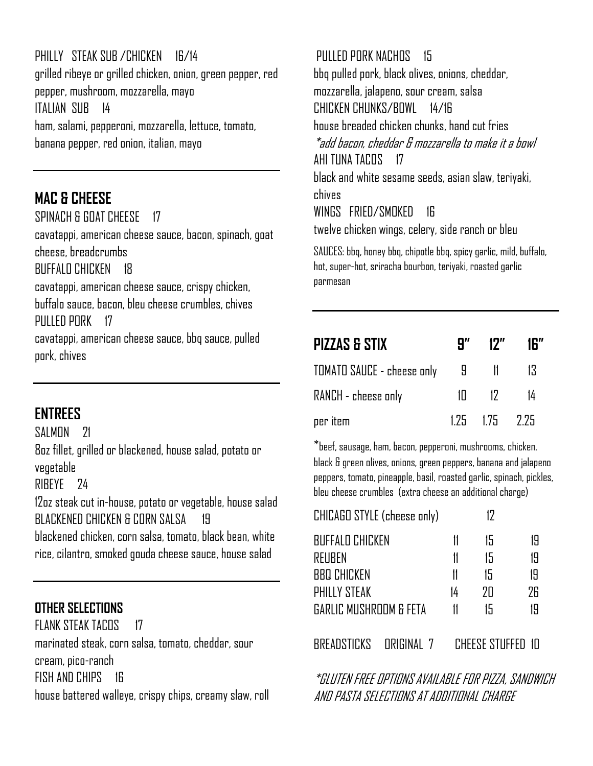PHILLY STEAK SUB /CHICKEN 16/14
grilled ribeye or grilled chicken, onion, green pepper, red pepper, mushroom, mozzarella, mayo

ITALIAN SUB 14
ham, salami, pepperoni, mozzarella, lettuce, tomato, banana pepper, red onion, italian, mayo

## MAC & CHEESE

SPINACH & GOAT CHEESE 17
cavatappi, american cheese sauce, bacon, spinach, goat cheese, breadcrumbs

BUFFALO CHICKEN 18
cavatappi, american cheese sauce, crispy chicken, buffalo sauce, bacon, bleu cheese crumbles, chives

PULLED PORK 17
cavatappi, american cheese sauce, bbq sauce, pulled pork, chives

## ENTREES

SALMON 21
8oz fillet, grilled or blackened, house salad, potato or vegetable

RIBEYE 24
12oz steak cut in-house, potato or vegetable, house salad

BLACKENED CHICKEN & CORN SALSA 19
blackened chicken, corn salsa, tomato, black bean, white rice, cilantro, smoked gouda cheese sauce, house salad

## OTHER SELECTIONS

FLANK STEAK TACOS 17
marinated steak, corn salsa, tomato, cheddar, sour cream, pico-ranch

FISH AND CHIPS 16
house battered walleye, crispy chips, creamy slaw, roll

PULLED PORK NACHOS 15
bbq pulled pork, black olives, onions, cheddar, mozzarella, jalapeno, sour cream, salsa

CHICKEN CHUNKS/BOWL 14/16
house breaded chicken chunks, hand cut fries
*\*add bacon, cheddar & mozzarella to make it a bowl*

AHI TUNA TACOS 17
black and white sesame seeds, asian slaw, teriyaki, chives

WINGS FRIED/SMOKED 16
twelve chicken wings, celery, side ranch or bleu

SAUCES: bbq, honey bbq, chipotle bbq, spicy garlic, mild, buffalo, hot, super-hot, sriracha bourbon, teriyaki, roasted garlic parmesan

## PIZZAS & STIX

| PIZZAS & STIX | 9" | 12" | 16" |
|---|---|---|---|
| TOMATO SAUCE - cheese only | 9 | 11 | 13 |
| RANCH - cheese only | 10 | 12 | 14 |
| per item | 1.25 | 1.75 | 2.25 |

*beef, sausage, ham, bacon, pepperoni, mushrooms, chicken, black & green olives, onions, green peppers, banana and jalapeno peppers, tomato, pineapple, basil, roasted garlic, spinach, pickles, bleu cheese crumbles (extra cheese an additional charge)

| | | | |
|---|---|---|---|
| CHICAGO STYLE (cheese only) | | 12 | |
| BUFFALO CHICKEN | 11 | 15 | 19 |
| REUBEN | 11 | 15 | 19 |
| BBQ CHICKEN | 11 | 15 | 19 |
| PHILLY STEAK | 14 | 20 | 26 |
| GARLIC MUSHROOM & FETA | 11 | 15 | 19 |

BREADSTICKS ORIGINAL 7 CHEESE STUFFED 10

*\*GLUTEN FREE OPTIONS AVAILABLE FOR PIZZA, SANDWICH AND PASTA SELECTIONS AT ADDITIONAL CHARGE*